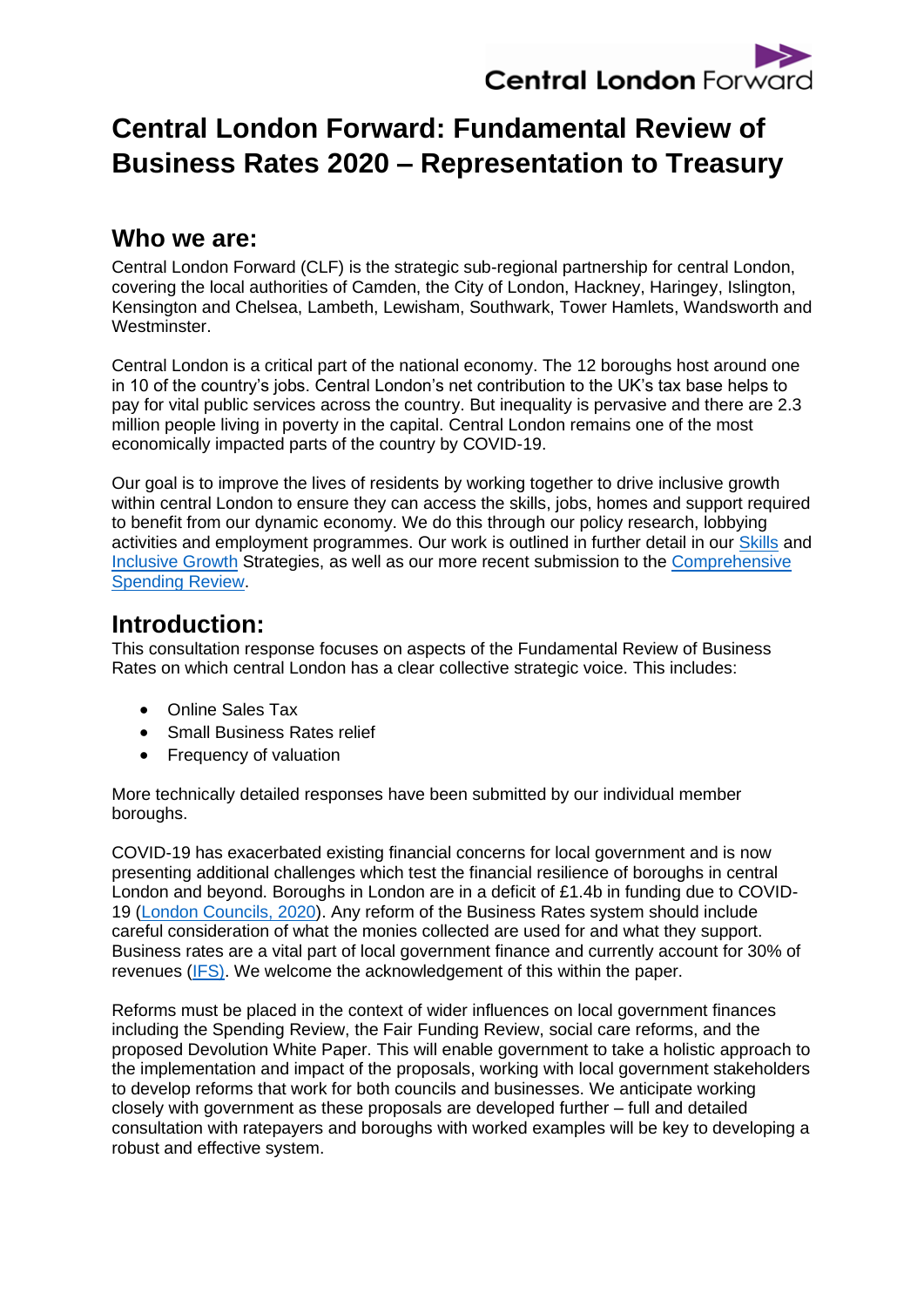# Central London Forward: Fundamental Review of Business Rates 2020 – Representation to Treasury

## Who we are:

Central London Forward (CLF) is the strategic sub-regional partnership for central London, covering the local authorities of Camden, the City of London, Hackney, Haringey, Islington, Kensington and Chelsea, Lambeth, Lewisham, Southwark, Tower Hamlets, Wandsworth and Westminster.

Central London is a critical part of the national economy. The 12 boroughs host around one in 10 of the country's jobs. Central London's net contribution to the UK's tax base helps to pay for vital public services across the country. But inequality is pervasive and there are 2.3 million people living in poverty in the capital. Central London remains one of the most economically impacted parts of the country by COVID-19.

Our goal is to improve the lives of residents by working together to drive inclusive growth within central London to ensure they can access the skills, jobs, homes and support required to benefit from our dynamic economy. We do this through our policy research, lobbying activities and employment programmes. Our work is outlined in further detail in our Skills and Inclusive Growth Strategies, as well as our more recent submission to the Comprehensive Spending Review.

## Introduction:

This consultation response focuses on aspects of the Fundamental Review of Business Rates on which central London has a clear collective strategic voice. This includes:

- Online Sales Tax
- Small Business Rates relief
- Frequency of valuation

More technically detailed responses have been submitted by our individual member boroughs.

COVID-19 has exacerbated existing financial concerns for local government and is now presenting additional challenges which test the financial resilience of boroughs in central London and beyond. Boroughs in London are in a deficit of £1.4b in funding due to COVID-19 (London Councils, 2020). Any reform of the Business Rates system should include careful consideration of what the monies collected are used for and what they support. Business rates are a vital part of local government finance and currently account for 30% of revenues (IFS). We welcome the acknowledgement of this within the paper.

Reforms must be placed in the context of wider influences on local government finances including the Spending Review, the Fair Funding Review, social care reforms, and the proposed Devolution White Paper. This will enable government to take a holistic approach to the implementation and impact of the proposals, working with local government stakeholders to develop reforms that work for both councils and businesses. We anticipate working closely with government as these proposals are developed further – full and detailed consultation with ratepayers and boroughs with worked examples will be key to developing a robust and effective system.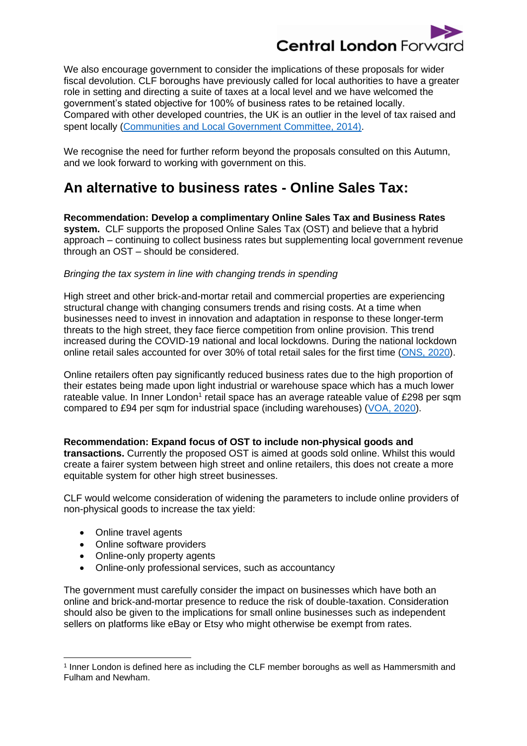We also encourage government to consider the implications of these proposals for wider fiscal devolution. CLF boroughs have previously called for local authorities to have a greater role in setting and directing a suite of taxes at a local level and we have welcomed the government's stated objective for 100% of business rates to be retained locally. Compared with other developed countries, the UK is an outlier in the level of tax raised and spent locally (Communities and Local Government Committee, 2014).

We recognise the need for further reform beyond the proposals consulted on this Autumn, and we look forward to working with government on this.

## An alternative to business rates - Online Sales Tax:

**Recommendation: Develop a complimentary Online Sales Tax and Business Rates system.** CLF supports the proposed Online Sales Tax (OST) and believe that a hybrid approach – continuing to collect business rates but supplementing local government revenue through an OST – should be considered.

*Bringing the tax system in line with changing trends in spending*

High street and other brick-and-mortar retail and commercial properties are experiencing structural change with changing consumers trends and rising costs. At a time when businesses need to invest in innovation and adaptation in response to these longer-term threats to the high street, they face fierce competition from online provision. This trend increased during the COVID-19 national and local lockdowns. During the national lockdown online retail sales accounted for over 30% of total retail sales for the first time (ONS, 2020).

Online retailers often pay significantly reduced business rates due to the high proportion of their estates being made upon light industrial or warehouse space which has a much lower rateable value. In Inner London[1] retail space has an average rateable value of £298 per sqm compared to £94 per sqm for industrial space (including warehouses) (VOA, 2020).

**Recommendation: Expand focus of OST to include non-physical goods and transactions.** Currently the proposed OST is aimed at goods sold online. Whilst this would create a fairer system between high street and online retailers, this does not create a more equitable system for other high street businesses.

CLF would welcome consideration of widening the parameters to include online providers of non-physical goods to increase the tax yield:

- Online travel agents
- Online software providers
- Online-only property agents
- Online-only professional services, such as accountancy

The government must carefully consider the impact on businesses which have both an online and brick-and-mortar presence to reduce the risk of double-taxation. Consideration should also be given to the implications for small online businesses such as independent sellers on platforms like eBay or Etsy who might otherwise be exempt from rates.

[1] Inner London is defined here as including the CLF member boroughs as well as Hammersmith and Fulham and Newham.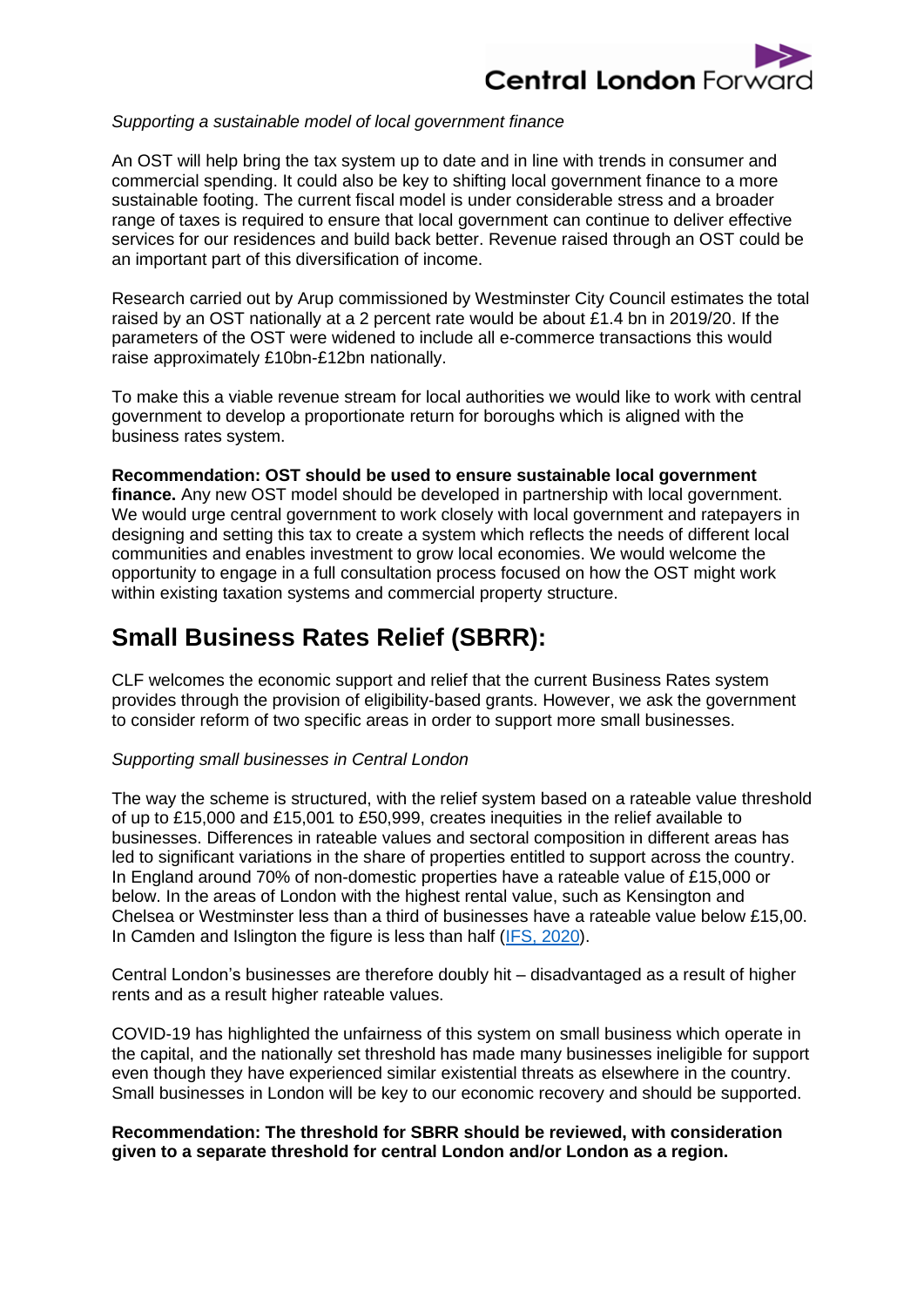*Supporting a sustainable model of local government finance*

An OST will help bring the tax system up to date and in line with trends in consumer and commercial spending. It could also be key to shifting local government finance to a more sustainable footing. The current fiscal model is under considerable stress and a broader range of taxes is required to ensure that local government can continue to deliver effective services for our residences and build back better. Revenue raised through an OST could be an important part of this diversification of income.

Research carried out by Arup commissioned by Westminster City Council estimates the total raised by an OST nationally at a 2 percent rate would be about £1.4 bn in 2019/20. If the parameters of the OST were widened to include all e-commerce transactions this would raise approximately £10bn-£12bn nationally.

To make this a viable revenue stream for local authorities we would like to work with central government to develop a proportionate return for boroughs which is aligned with the business rates system.

**Recommendation: OST should be used to ensure sustainable local government finance.** Any new OST model should be developed in partnership with local government. We would urge central government to work closely with local government and ratepayers in designing and setting this tax to create a system which reflects the needs of different local communities and enables investment to grow local economies. We would welcome the opportunity to engage in a full consultation process focused on how the OST might work within existing taxation systems and commercial property structure.

## Small Business Rates Relief (SBRR):

CLF welcomes the economic support and relief that the current Business Rates system provides through the provision of eligibility-based grants. However, we ask the government to consider reform of two specific areas in order to support more small businesses.

*Supporting small businesses in Central London*

The way the scheme is structured, with the relief system based on a rateable value threshold of up to £15,000 and £15,001 to £50,999, creates inequities in the relief available to businesses. Differences in rateable values and sectoral composition in different areas has led to significant variations in the share of properties entitled to support across the country. In England around 70% of non-domestic properties have a rateable value of £15,000 or below. In the areas of London with the highest rental value, such as Kensington and Chelsea or Westminster less than a third of businesses have a rateable value below £15,00. In Camden and Islington the figure is less than half (IFS, 2020).

Central London's businesses are therefore doubly hit – disadvantaged as a result of higher rents and as a result higher rateable values.

COVID-19 has highlighted the unfairness of this system on small business which operate in the capital, and the nationally set threshold has made many businesses ineligible for support even though they have experienced similar existential threats as elsewhere in the country. Small businesses in London will be key to our economic recovery and should be supported.

**Recommendation: The threshold for SBRR should be reviewed, with consideration given to a separate threshold for central London and/or London as a region.**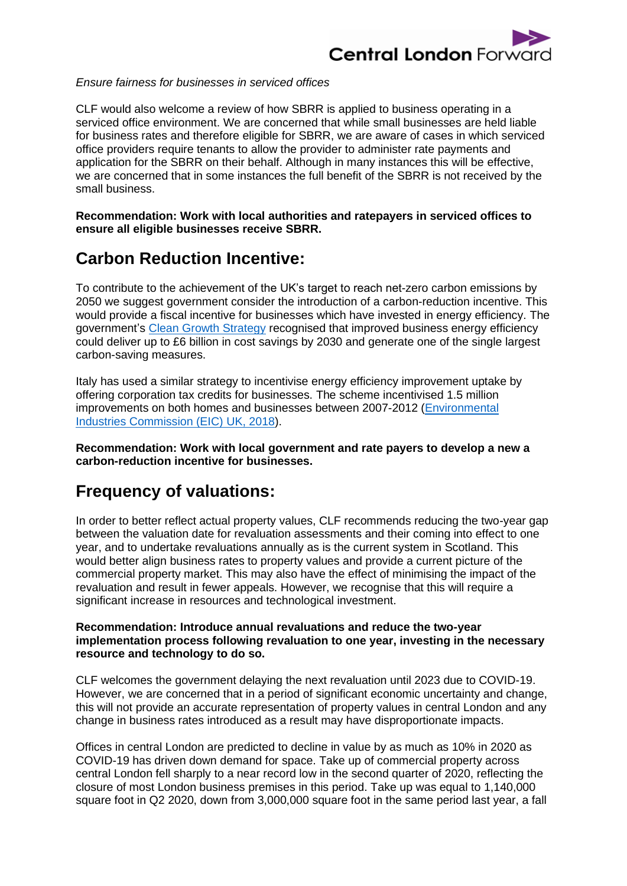*Ensure fairness for businesses in serviced offices*

CLF would also welcome a review of how SBRR is applied to business operating in a serviced office environment. We are concerned that while small businesses are held liable for business rates and therefore eligible for SBRR, we are aware of cases in which serviced office providers require tenants to allow the provider to administer rate payments and application for the SBRR on their behalf. Although in many instances this will be effective, we are concerned that in some instances the full benefit of the SBRR is not received by the small business.

**Recommendation: Work with local authorities and ratepayers in serviced offices to ensure all eligible businesses receive SBRR.**

## Carbon Reduction Incentive:

To contribute to the achievement of the UK's target to reach net-zero carbon emissions by 2050 we suggest government consider the introduction of a carbon-reduction incentive. This would provide a fiscal incentive for businesses which have invested in energy efficiency. The government's Clean Growth Strategy recognised that improved business energy efficiency could deliver up to £6 billion in cost savings by 2030 and generate one of the single largest carbon-saving measures.

Italy has used a similar strategy to incentivise energy efficiency improvement uptake by offering corporation tax credits for businesses. The scheme incentivised 1.5 million improvements on both homes and businesses between 2007-2012 (Environmental Industries Commission (EIC) UK, 2018).

**Recommendation: Work with local government and rate payers to develop a new a carbon-reduction incentive for businesses.**

## Frequency of valuations:

In order to better reflect actual property values, CLF recommends reducing the two-year gap between the valuation date for revaluation assessments and their coming into effect to one year, and to undertake revaluations annually as is the current system in Scotland. This would better align business rates to property values and provide a current picture of the commercial property market. This may also have the effect of minimising the impact of the revaluation and result in fewer appeals. However, we recognise that this will require a significant increase in resources and technological investment.

**Recommendation: Introduce annual revaluations and reduce the two-year implementation process following revaluation to one year, investing in the necessary resource and technology to do so.**

CLF welcomes the government delaying the next revaluation until 2023 due to COVID-19. However, we are concerned that in a period of significant economic uncertainty and change, this will not provide an accurate representation of property values in central London and any change in business rates introduced as a result may have disproportionate impacts.

Offices in central London are predicted to decline in value by as much as 10% in 2020 as COVID-19 has driven down demand for space. Take up of commercial property across central London fell sharply to a near record low in the second quarter of 2020, reflecting the closure of most London business premises in this period. Take up was equal to 1,140,000 square foot in Q2 2020, down from 3,000,000 square foot in the same period last year, a fall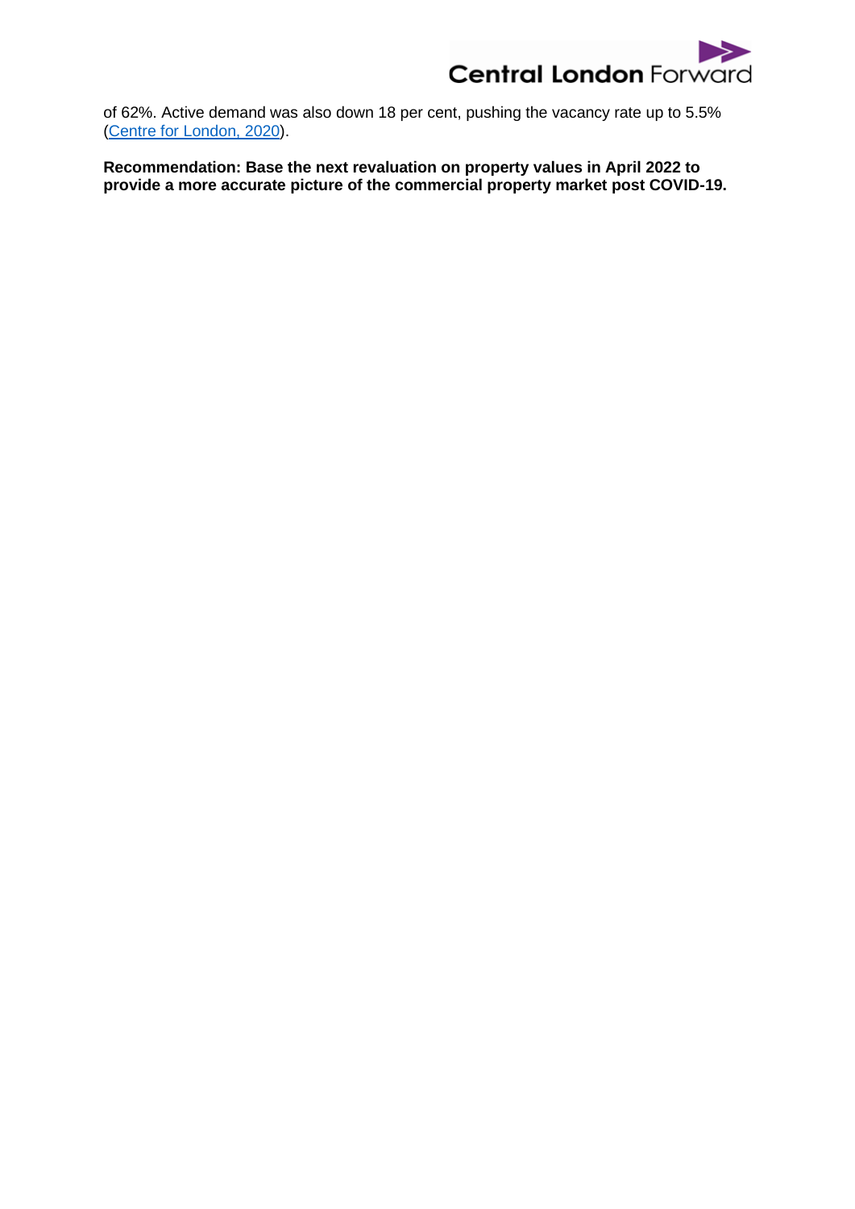of 62%. Active demand was also down 18 per cent, pushing the vacancy rate up to 5.5% (Centre for London, 2020).

**Recommendation: Base the next revaluation on property values in April 2022 to provide a more accurate picture of the commercial property market post COVID-19.**